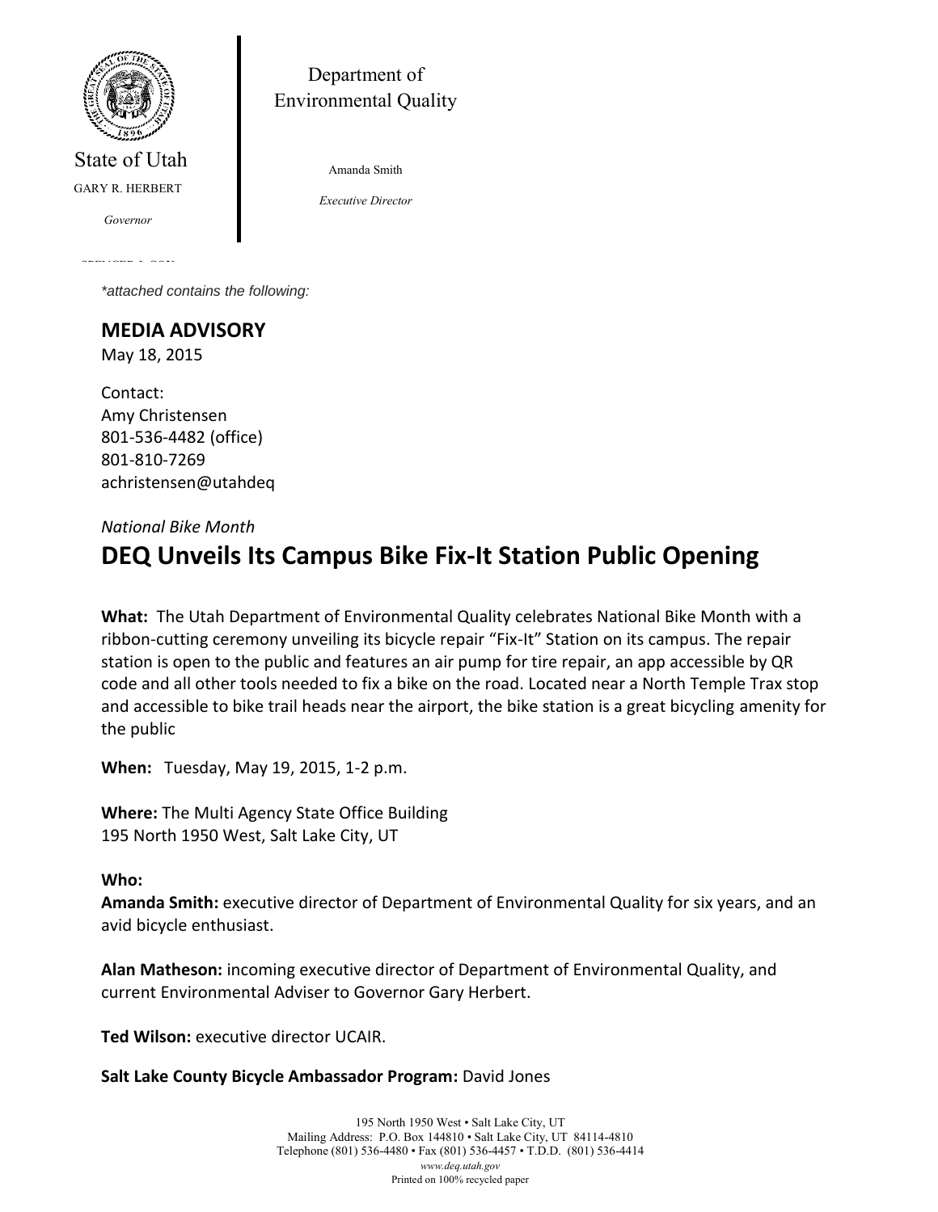State of Utah

GARY R. HERBERT

*Governor*

Department of Environmental Quality

Amanda Smith

*Executive Director*

*\*attached contains the following:*

## MEDIA ADVISORY

May 18, 2015

Contact:
Amy Christensen
801-536-4482 (office)
801-810-7269
achristensen@utahdeq

*National Bike Month*

# DEQ Unveils Its Campus Bike Fix-It Station Public Opening

**What:** The Utah Department of Environmental Quality celebrates National Bike Month with a ribbon-cutting ceremony unveiling its bicycle repair "Fix-It" Station on its campus. The repair station is open to the public and features an air pump for tire repair, an app accessible by QR code and all other tools needed to fix a bike on the road. Located near a North Temple Trax stop and accessible to bike trail heads near the airport, the bike station is a great bicycling amenity for the public

**When:** Tuesday, May 19, 2015, 1-2 p.m.

**Where:** The Multi Agency State Office Building
195 North 1950 West, Salt Lake City, UT

**Who:**

**Amanda Smith:** executive director of Department of Environmental Quality for six years, and an avid bicycle enthusiast.

**Alan Matheson:** incoming executive director of Department of Environmental Quality, and current Environmental Adviser to Governor Gary Herbert.

**Ted Wilson:** executive director UCAIR.

**Salt Lake County Bicycle Ambassador Program:** David Jones

195 North 1950 West • Salt Lake City, UT
Mailing Address: P.O. Box 144810 • Salt Lake City, UT 84114-4810
Telephone (801) 536-4480 • Fax (801) 536-4457 • T.D.D. (801) 536-4414
*www.deq.utah.gov*
Printed on 100% recycled paper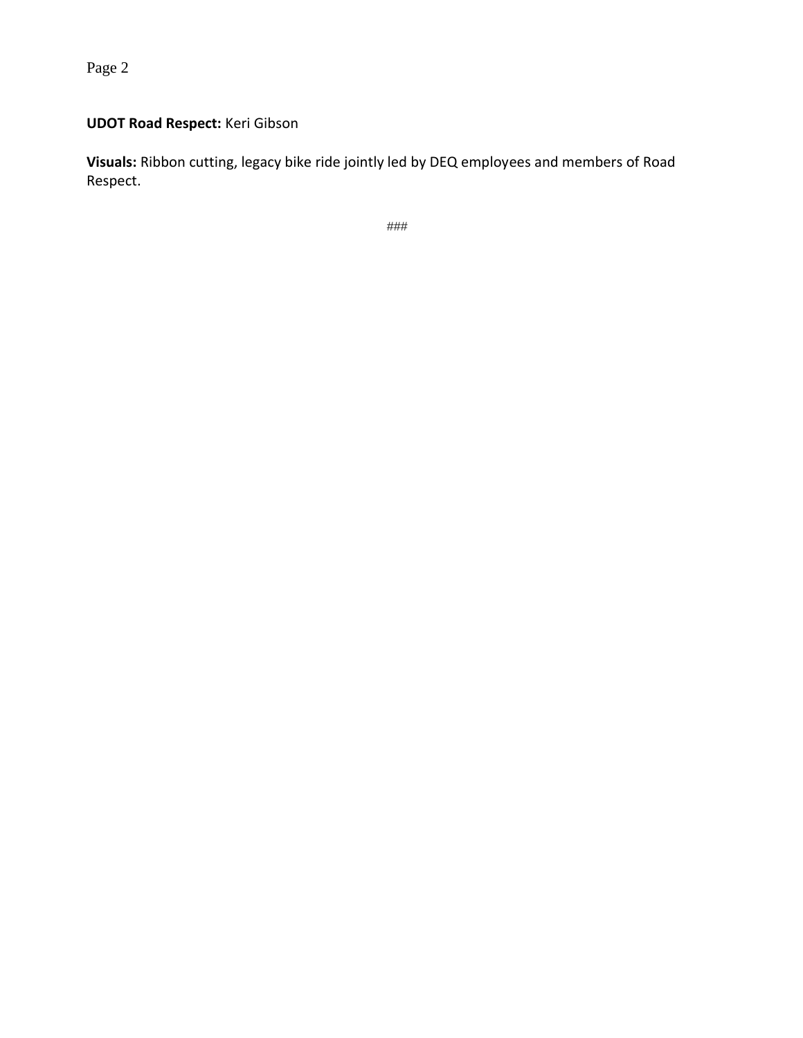**UDOT Road Respect:** Keri Gibson

**Visuals:** Ribbon cutting, legacy bike ride jointly led by DEQ employees and members of Road Respect.

###